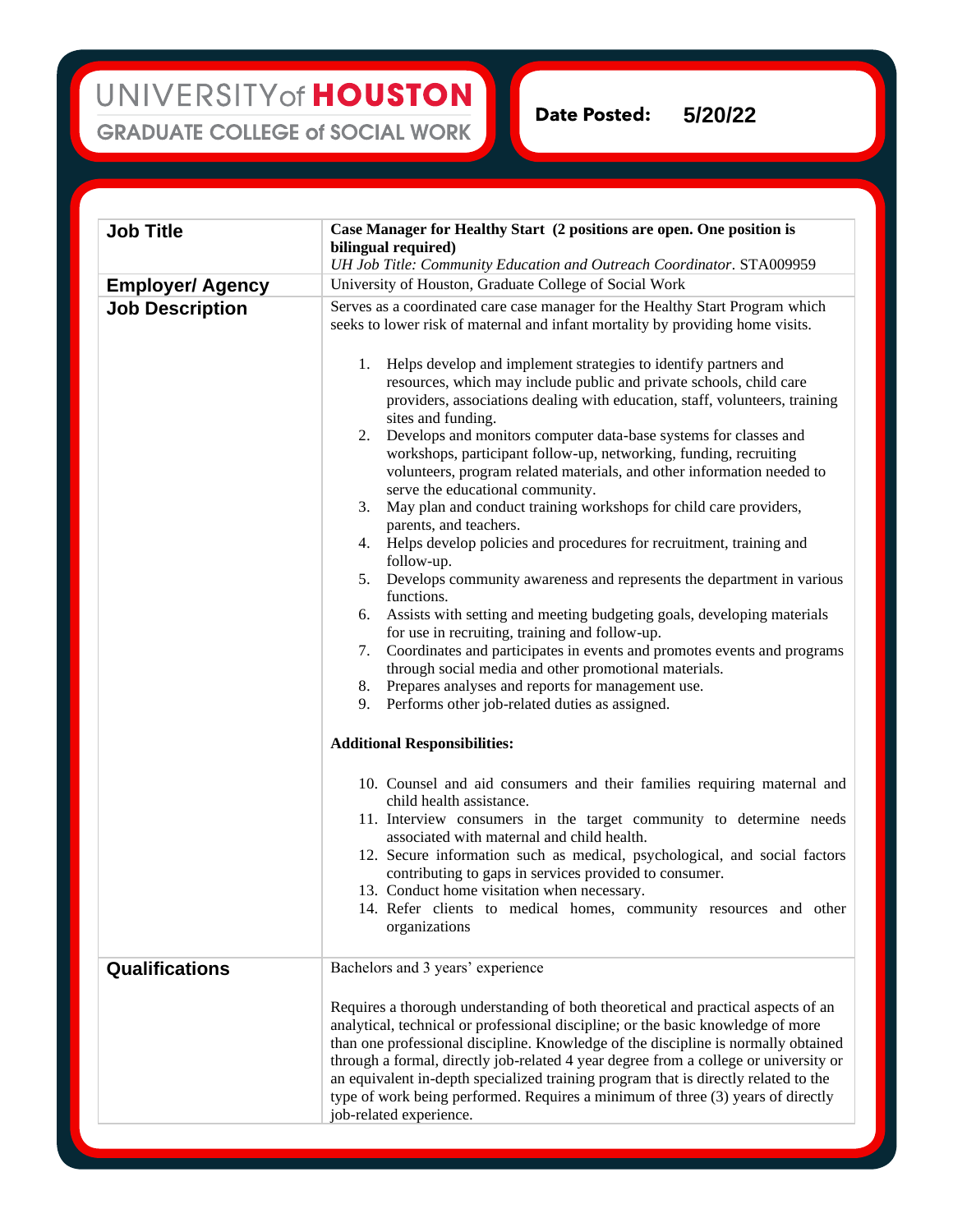UNIVERSITY of **HOUSTON**
GRADUATE COLLEGE of SOCIAL WORK

**Date Posted:** **5/20/22**

| **Job Title** | **Case Manager for Healthy Start (2 positions are open. One position is bilingual required)**<br>*UH Job Title: Community Education and Outreach Coordinator*. STA009959 |
|---|---|
| **Employer/ Agency** | University of Houston, Graduate College of Social Work |
| **Job Description** | Serves as a coordinated care case manager for the Healthy Start Program which seeks to lower risk of maternal and infant mortality by providing home visits.<br><br>1. Helps develop and implement strategies to identify partners and resources, which may include public and private schools, child care providers, associations dealing with education, staff, volunteers, training sites and funding.<br>2. Develops and monitors computer data-base systems for classes and workshops, participant follow-up, networking, funding, recruiting volunteers, program related materials, and other information needed to serve the educational community.<br>3. May plan and conduct training workshops for child care providers, parents, and teachers.<br>4. Helps develop policies and procedures for recruitment, training and follow-up.<br>5. Develops community awareness and represents the department in various functions.<br>6. Assists with setting and meeting budgeting goals, developing materials for use in recruiting, training and follow-up.<br>7. Coordinates and participates in events and promotes events and programs through social media and other promotional materials.<br>8. Prepares analyses and reports for management use.<br>9. Performs other job-related duties as assigned.<br><br>**Additional Responsibilities:**<br><br>10. Counsel and aid consumers and their families requiring maternal and child health assistance.<br>11. Interview consumers in the target community to determine needs associated with maternal and child health.<br>12. Secure information such as medical, psychological, and social factors contributing to gaps in services provided to consumer.<br>13. Conduct home visitation when necessary.<br>14. Refer clients to medical homes, community resources and other organizations |
| **Qualifications** | Bachelors and 3 years' experience<br><br>Requires a thorough understanding of both theoretical and practical aspects of an analytical, technical or professional discipline; or the basic knowledge of more than one professional discipline. Knowledge of the discipline is normally obtained through a formal, directly job-related 4 year degree from a college or university or an equivalent in-depth specialized training program that is directly related to the type of work being performed. Requires a minimum of three (3) years of directly job-related experience. |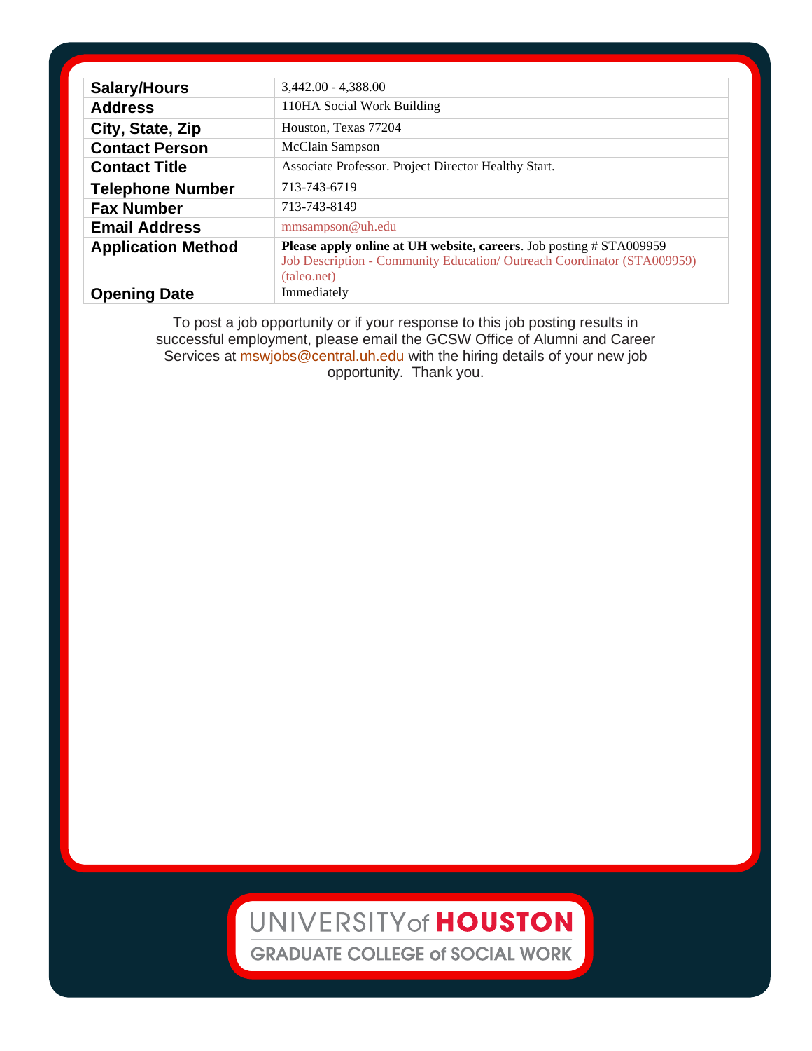| | |
|---|---|
| **Salary/Hours** | 3,442.00 - 4,388.00 |
| **Address** | 110HA Social Work Building |
| **City, State, Zip** | Houston, Texas 77204 |
| **Contact Person** | McClain Sampson |
| **Contact Title** | Associate Professor. Project Director Healthy Start. |
| **Telephone Number** | 713-743-6719 |
| **Fax Number** | 713-743-8149 |
| **Email Address** | mmsampson@uh.edu |
| **Application Method** | **Please apply online at UH website, careers**. Job posting # STA009959 Job Description - Community Education/ Outreach Coordinator (STA009959) (taleo.net) |
| **Opening Date** | Immediately |

To post a job opportunity or if your response to this job posting results in successful employment, please email the GCSW Office of Alumni and Career Services at mswjobs@central.uh.edu with the hiring details of your new job opportunity. Thank you.

UNIVERSITY of HOUSTON
GRADUATE COLLEGE of SOCIAL WORK